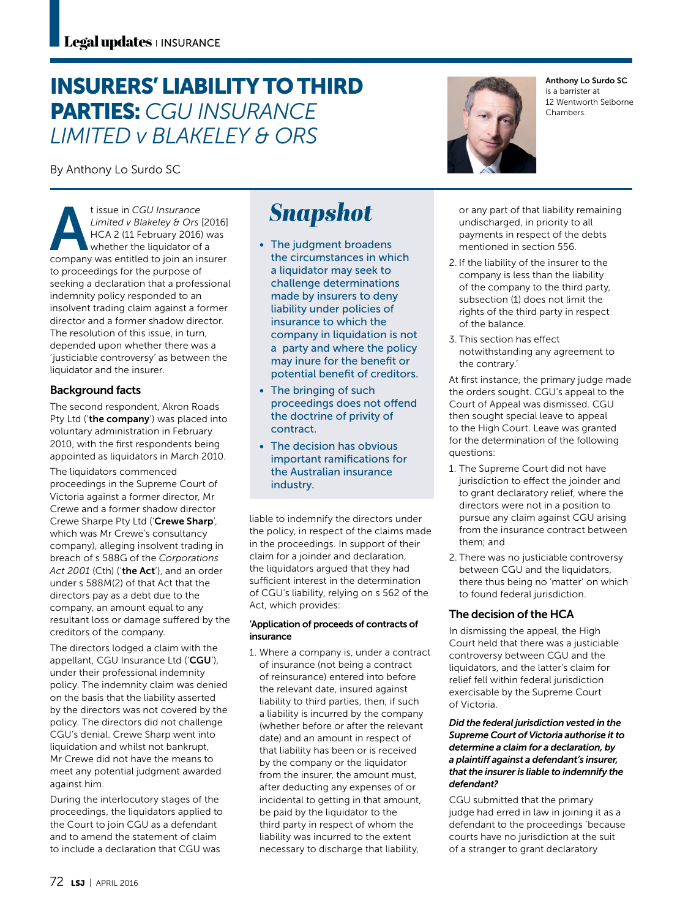# INSURERS' LIABILITY TO THIRD PARTIES: *CGU INSURANCE LIMITED v BLAKELEY & ORS*

By Anthony Lo Surdo SC

**Anthony Lo Surdo SC** is a barrister at 12 Wentworth Selborne Chambers.

## Snapshot

- The judgment broadens the circumstances in which a liquidator may seek to challenge determinations made by insurers to deny liability under policies of insurance to which the company in liquidation is not a party and where the policy may inure for the benefit or potential benefit of creditors.
- The bringing of such proceedings does not offend the doctrine of privity of contract.
- The decision has obvious important ramifications for the Australian insurance industry.

At issue in *CGU Insurance Limited v Blakeley & Ors* [2016] HCA 2 (11 February 2016) was whether the liquidator of a company was entitled to join an insurer to proceedings for the purpose of seeking a declaration that a professional indemnity policy responded to an insolvent trading claim against a former director and a former shadow director. The resolution of this issue, in turn, depended upon whether there was a 'justiciable controversy' as between the liquidator and the insurer.

### Background facts

The second respondent, Akron Roads Pty Ltd ('**the company**') was placed into voluntary administration in February 2010, with the first respondents being appointed as liquidators in March 2010.

The liquidators commenced proceedings in the Supreme Court of Victoria against a former director, Mr Crewe and a former shadow director Crewe Sharpe Pty Ltd ('**Crewe Sharp**', which was Mr Crewe's consultancy company), alleging insolvent trading in breach of s 588G of the *Corporations Act 2001* (Cth) ('**the Act**'), and an order under s 588M(2) of that Act that the directors pay as a debt due to the company, an amount equal to any resultant loss or damage suffered by the creditors of the company.

The directors lodged a claim with the appellant, CGU Insurance Ltd ('**CGU**'), under their professional indemnity policy. The indemnity claim was denied on the basis that the liability asserted by the directors was not covered by the policy. The directors did not challenge CGU's denial. Crewe Sharp went into liquidation and whilst not bankrupt, Mr Crewe did not have the means to meet any potential judgment awarded against him.

During the interlocutory stages of the proceedings, the liquidators applied to the Court to join CGU as a defendant and to amend the statement of claim to include a declaration that CGU was liable to indemnify the directors under the policy, in respect of the claims made in the proceedings. In support of their claim for a joinder and declaration, the liquidators argued that they had sufficient interest in the determination of CGU's liability, relying on s 562 of the Act, which provides:

**'Application of proceeds of contracts of insurance**

1. Where a company is, under a contract of insurance (not being a contract of reinsurance) entered into before the relevant date, insured against liability to third parties, then, if such a liability is incurred by the company (whether before or after the relevant date) and an amount in respect of that liability has been or is received by the company or the liquidator from the insurer, the amount must, after deducting any expenses of or incidental to getting in that amount, be paid by the liquidator to the third party in respect of whom the liability was incurred to the extent necessary to discharge that liability, or any part of that liability remaining undischarged, in priority to all payments in respect of the debts mentioned in section 556.
2. If the liability of the insurer to the company is less than the liability of the company to the third party, subsection (1) does not limit the rights of the third party in respect of the balance.
3. This section has effect notwithstanding any agreement to the contrary.'

At first instance, the primary judge made the orders sought. CGU's appeal to the Court of Appeal was dismissed. CGU then sought special leave to appeal to the High Court. Leave was granted for the determination of the following questions:

1. The Supreme Court did not have jurisdiction to effect the joinder and to grant declaratory relief, where the directors were not in a position to pursue any claim against CGU arising from the insurance contract between them; and
2. There was no justiciable controversy between CGU and the liquidators, there thus being no 'matter' on which to found federal jurisdiction.

### The decision of the HCA

In dismissing the appeal, the High Court held that there was a justiciable controversy between CGU and the liquidators, and the latter's claim for relief fell within federal jurisdiction exercisable by the Supreme Court of Victoria.

***Did the federal jurisdiction vested in the Supreme Court of Victoria authorise it to determine a claim for a declaration, by a plaintiff against a defendant's insurer, that the insurer is liable to indemnify the defendant?***

CGU submitted that the primary judge had erred in law in joining it as a defendant to the proceedings 'because courts have no jurisdiction at the suit of a stranger to grant declaratory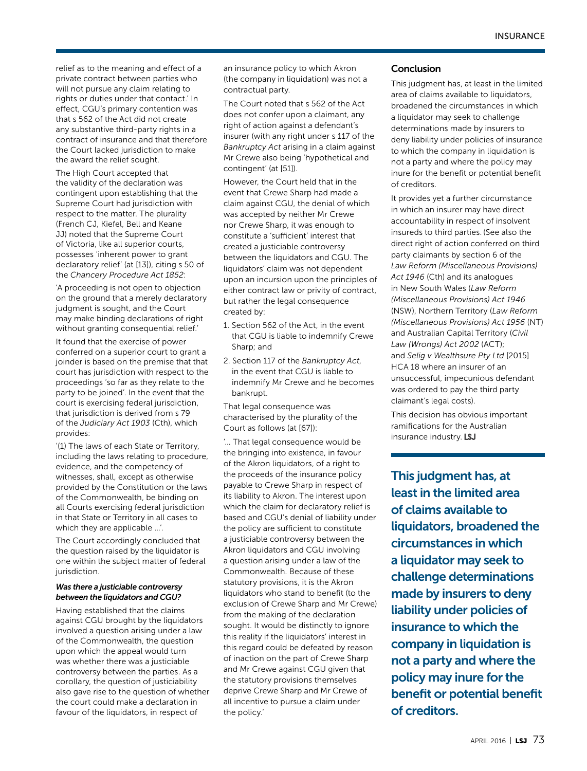relief as to the meaning and effect of a private contract between parties who will not pursue any claim relating to rights or duties under that contact.' In effect, CGU's primary contention was that s 562 of the Act did not create any substantive third-party rights in a contract of insurance and that therefore the Court lacked jurisdiction to make the award the relief sought.

The High Court accepted that the validity of the declaration was contingent upon establishing that the Supreme Court had jurisdiction with respect to the matter. The plurality (French CJ, Kiefel, Bell and Keane JJ) noted that the Supreme Court of Victoria, like all superior courts, possesses 'inherent power to grant declaratory relief' (at [13]), citing s 50 of the *Chancery Procedure Act 1852*:

'A proceeding is not open to objection on the ground that a merely declaratory judgment is sought, and the Court may make binding declarations of right without granting consequential relief.'

It found that the exercise of power conferred on a superior court to grant a joinder is based on the premise that that court has jurisdiction with respect to the proceedings 'so far as they relate to the party to be joined'. In the event that the court is exercising federal jurisdiction, that jurisdiction is derived from s 79 of the *Judiciary Act 1903* (Cth), which provides:

'(1) The laws of each State or Territory, including the laws relating to procedure, evidence, and the competency of witnesses, shall, except as otherwise provided by the Constitution or the laws of the Commonwealth, be binding on all Courts exercising federal jurisdiction in that State or Territory in all cases to which they are applicable ...'.

The Court accordingly concluded that the question raised by the liquidator is one within the subject matter of federal jurisdiction.

#### *Was there a justiciable controversy between the liquidators and CGU?*

Having established that the claims against CGU brought by the liquidators involved a question arising under a law of the Commonwealth, the question upon which the appeal would turn was whether there was a justiciable controversy between the parties. As a corollary, the question of justiciability also gave rise to the question of whether the court could make a declaration in favour of the liquidators, in respect of an insurance policy to which Akron (the company in liquidation) was not a contractual party.

The Court noted that s 562 of the Act does not confer upon a claimant, any right of action against a defendant's insurer (with any right under s 117 of the *Bankruptcy Act* arising in a claim against Mr Crewe also being 'hypothetical and contingent' (at [51]).

However, the Court held that in the event that Crewe Sharp had made a claim against CGU, the denial of which was accepted by neither Mr Crewe nor Crewe Sharp, it was enough to constitute a 'sufficient' interest that created a justiciable controversy between the liquidators and CGU. The liquidators' claim was not dependent upon an incursion upon the principles of either contract law or privity of contract, but rather the legal consequence created by:

1. Section 562 of the Act, in the event that CGU is liable to indemnify Crewe Sharp; and
2. Section 117 of the *Bankruptcy Act*, in the event that CGU is liable to indemnify Mr Crewe and he becomes bankrupt.

That legal consequence was characterised by the plurality of the Court as follows (at [67]):

'... That legal consequence would be the bringing into existence, in favour of the Akron liquidators, of a right to the proceeds of the insurance policy payable to Crewe Sharp in respect of its liability to Akron. The interest upon which the claim for declaratory relief is based and CGU's denial of liability under the policy are sufficient to constitute a justiciable controversy between the Akron liquidators and CGU involving a question arising under a law of the Commonwealth. Because of these statutory provisions, it is the Akron liquidators who stand to benefit (to the exclusion of Crewe Sharp and Mr Crewe) from the making of the declaration sought. It would be distinctly to ignore this reality if the liquidators' interest in this regard could be defeated by reason of inaction on the part of Crewe Sharp and Mr Crewe against CGU given that the statutory provisions themselves deprive Crewe Sharp and Mr Crewe of all incentive to pursue a claim under the policy.'

### Conclusion

This judgment has, at least in the limited area of claims available to liquidators, broadened the circumstances in which a liquidator may seek to challenge determinations made by insurers to deny liability under policies of insurance to which the company in liquidation is not a party and where the policy may inure for the benefit or potential benefit of creditors.

It provides yet a further circumstance in which an insurer may have direct accountability in respect of insolvent insureds to third parties. (See also the direct right of action conferred on third party claimants by section 6 of the *Law Reform (Miscellaneous Provisions) Act 1946* (Cth) and its analogues in New South Wales (*Law Reform (Miscellaneous Provisions) Act 1946* (NSW), Northern Territory (*Law Reform (Miscellaneous Provisions) Act 1956* (NT) and Australian Capital Territory (*Civil Law (Wrongs) Act 2002* (ACT); and *Selig v Wealthsure Pty Ltd* [2015] HCA 18 where an insurer of an unsuccessful, impecunious defendant was ordered to pay the third party claimant's legal costs).

This decision has obvious important ramifications for the Australian insurance industry. **LSJ**

**This judgment has, at least in the limited area of claims available to liquidators, broadened the circumstances in which a liquidator may seek to challenge determinations made by insurers to deny liability under policies of insurance to which the company in liquidation is not a party and where the policy may inure for the benefit or potential benefit of creditors.**